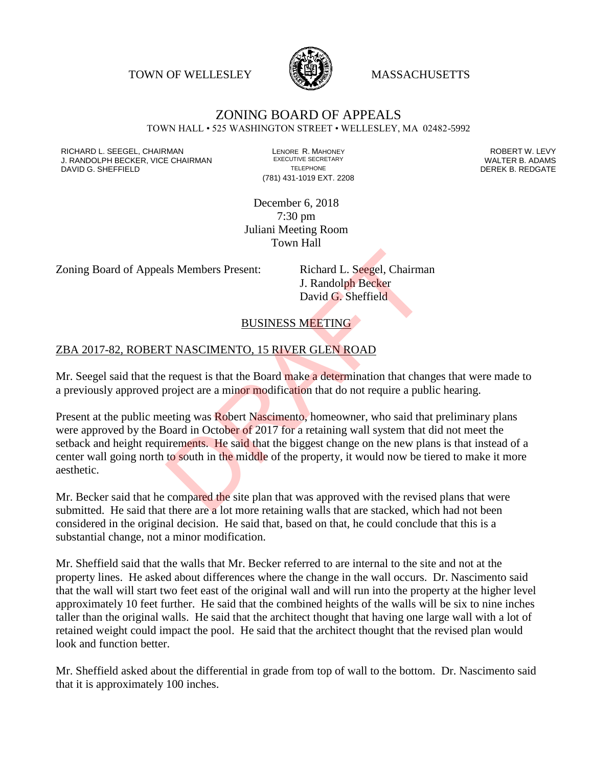TOWN OF WELLESLEY MASSACHUSETTS

# ZONING BOARD OF APPEALS

TOWN HALL • 525 WASHINGTON STREET • WELLESLEY, MA 02482-5992

RICHARD L. SEEGEL, CHAIRMAN
J. RANDOLPH BECKER, VICE CHAIRMAN
DAVID G. SHEFFIELD

LENORE R. MAHONEY
EXECUTIVE SECRETARY
TELEPHONE
(781) 431-1019 EXT. 2208

ROBERT W. LEVY
WALTER B. ADAMS
DEREK B. REDGATE

December 6, 2018
7:30 pm
Juliani Meeting Room
Town Hall

Zoning Board of Appeals Members Present: Richard L. Seegel, Chairman
J. Randolph Becker
David G. Sheffield

BUSINESS MEETING

ZBA 2017-82, ROBERT NASCIMENTO, 15 RIVER GLEN ROAD

Mr. Seegel said that the request is that the Board make a determination that changes that were made to a previously approved project are a minor modification that do not require a public hearing.

Present at the public meeting was Robert Nascimento, homeowner, who said that preliminary plans were approved by the Board in October of 2017 for a retaining wall system that did not meet the setback and height requirements. He said that the biggest change on the new plans is that instead of a center wall going north to south in the middle of the property, it would now be tiered to make it more aesthetic.

Mr. Becker said that he compared the site plan that was approved with the revised plans that were submitted. He said that there are a lot more retaining walls that are stacked, which had not been considered in the original decision. He said that, based on that, he could conclude that this is a substantial change, not a minor modification.

Mr. Sheffield said that the walls that Mr. Becker referred to are internal to the site and not at the property lines. He asked about differences where the change in the wall occurs. Dr. Nascimento said that the wall will start two feet east of the original wall and will run into the property at the higher level approximately 10 feet further. He said that the combined heights of the walls will be six to nine inches taller than the original walls. He said that the architect thought that having one large wall with a lot of retained weight could impact the pool. He said that the architect thought that the revised plan would look and function better.

Mr. Sheffield asked about the differential in grade from top of wall to the bottom. Dr. Nascimento said that it is approximately 100 inches.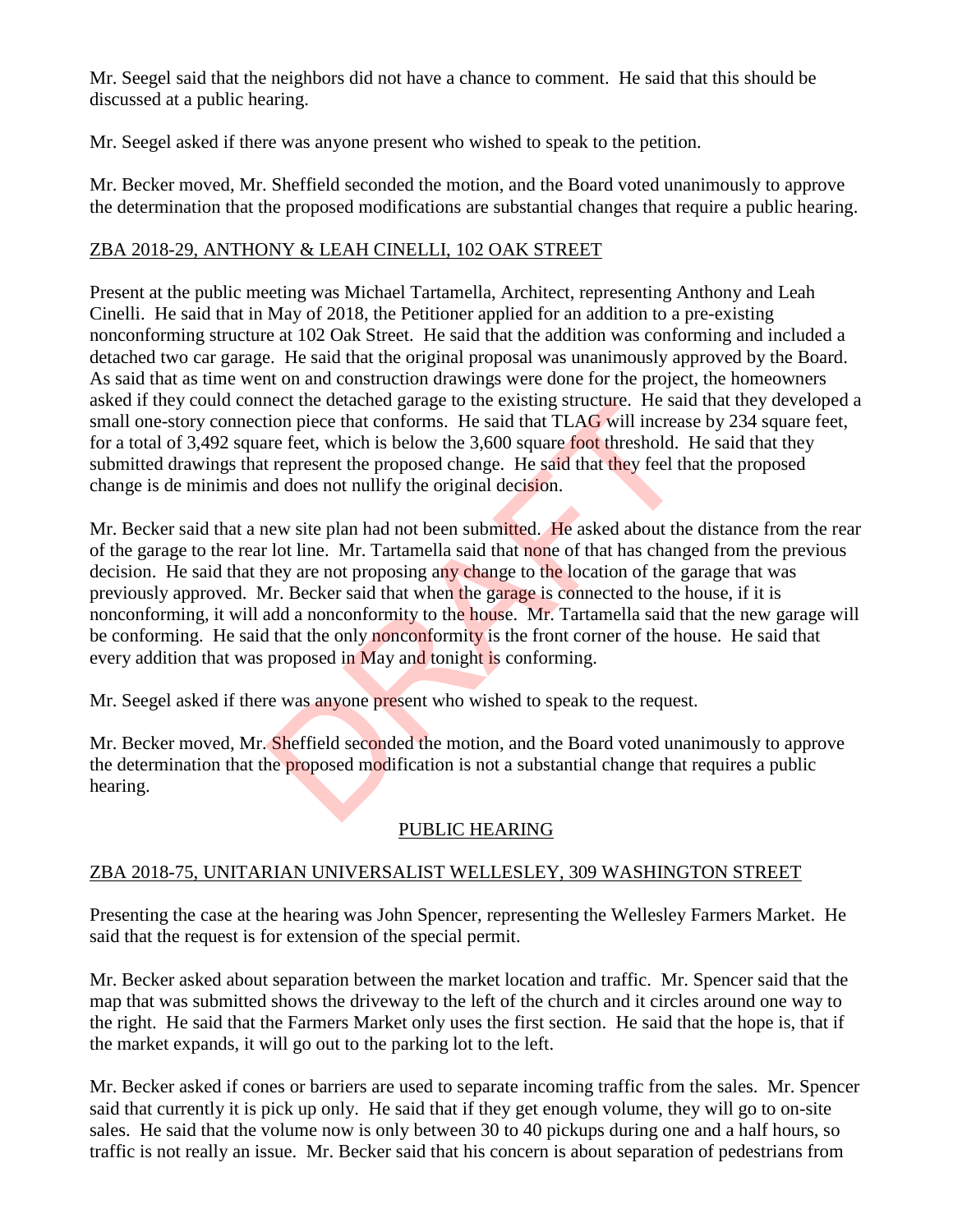Mr. Seegel said that the neighbors did not have a chance to comment. He said that this should be discussed at a public hearing.

Mr. Seegel asked if there was anyone present who wished to speak to the petition.

Mr. Becker moved, Mr. Sheffield seconded the motion, and the Board voted unanimously to approve the determination that the proposed modifications are substantial changes that require a public hearing.

## ZBA 2018-29, ANTHONY & LEAH CINELLI, 102 OAK STREET

Present at the public meeting was Michael Tartamella, Architect, representing Anthony and Leah Cinelli. He said that in May of 2018, the Petitioner applied for an addition to a pre-existing nonconforming structure at 102 Oak Street. He said that the addition was conforming and included a detached two car garage. He said that the original proposal was unanimously approved by the Board. As said that as time went on and construction drawings were done for the project, the homeowners asked if they could connect the detached garage to the existing structure. He said that they developed a small one-story connection piece that conforms. He said that TLAG will increase by 234 square feet, for a total of 3,492 square feet, which is below the 3,600 square foot threshold. He said that they submitted drawings that represent the proposed change. He said that they feel that the proposed change is de minimis and does not nullify the original decision.

Mr. Becker said that a new site plan had not been submitted. He asked about the distance from the rear of the garage to the rear lot line. Mr. Tartamella said that none of that has changed from the previous decision. He said that they are not proposing any change to the location of the garage that was previously approved. Mr. Becker said that when the garage is connected to the house, if it is nonconforming, it will add a nonconformity to the house. Mr. Tartamella said that the new garage will be conforming. He said that the only nonconformity is the front corner of the house. He said that every addition that was proposed in May and tonight is conforming.

Mr. Seegel asked if there was anyone present who wished to speak to the request.

Mr. Becker moved, Mr. Sheffield seconded the motion, and the Board voted unanimously to approve the determination that the proposed modification is not a substantial change that requires a public hearing.

## PUBLIC HEARING

## ZBA 2018-75, UNITARIAN UNIVERSALIST WELLESLEY, 309 WASHINGTON STREET

Presenting the case at the hearing was John Spencer, representing the Wellesley Farmers Market. He said that the request is for extension of the special permit.

Mr. Becker asked about separation between the market location and traffic. Mr. Spencer said that the map that was submitted shows the driveway to the left of the church and it circles around one way to the right. He said that the Farmers Market only uses the first section. He said that the hope is, that if the market expands, it will go out to the parking lot to the left.

Mr. Becker asked if cones or barriers are used to separate incoming traffic from the sales. Mr. Spencer said that currently it is pick up only. He said that if they get enough volume, they will go to on-site sales. He said that the volume now is only between 30 to 40 pickups during one and a half hours, so traffic is not really an issue. Mr. Becker said that his concern is about separation of pedestrians from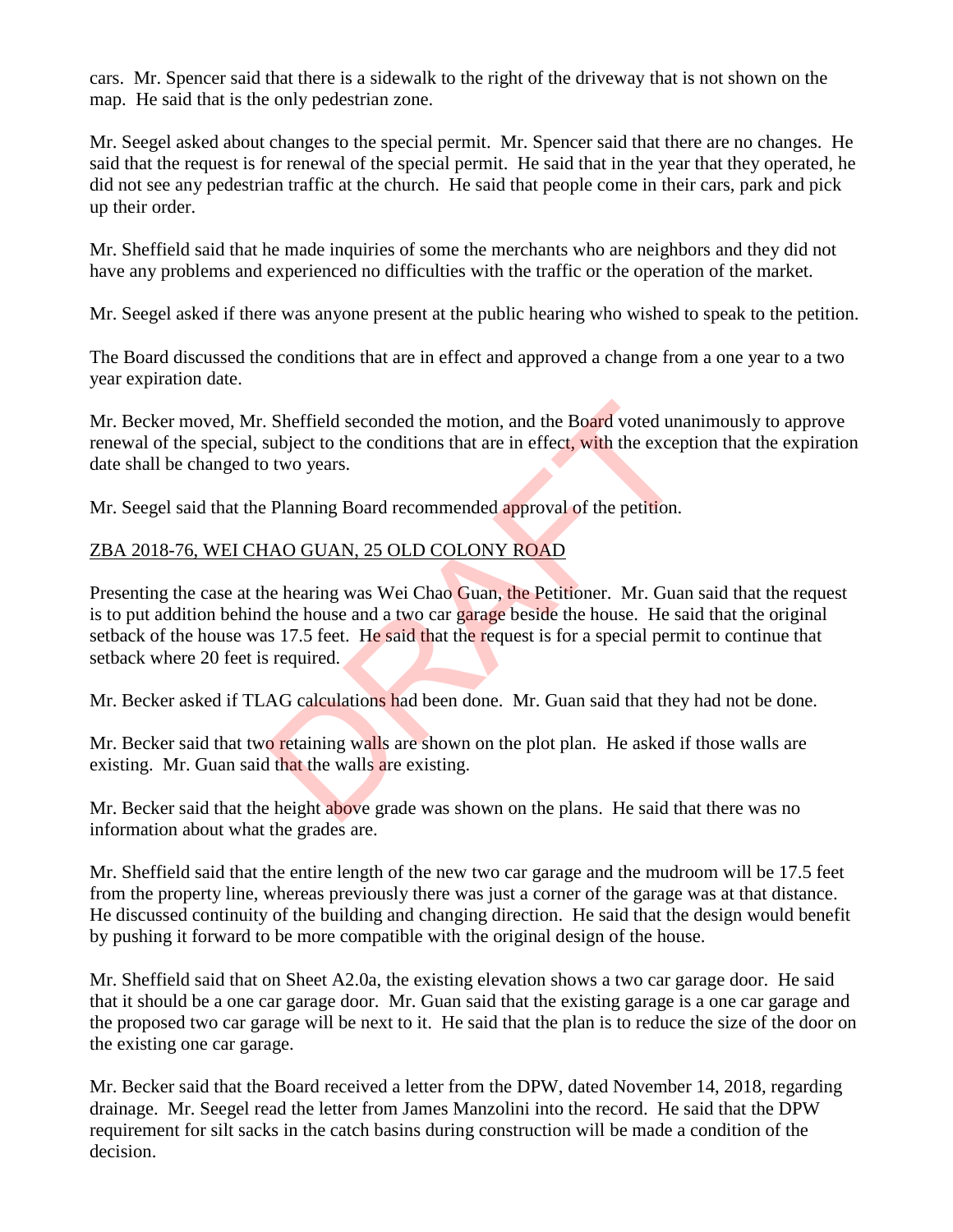cars. Mr. Spencer said that there is a sidewalk to the right of the driveway that is not shown on the map. He said that is the only pedestrian zone.

Mr. Seegel asked about changes to the special permit. Mr. Spencer said that there are no changes. He said that the request is for renewal of the special permit. He said that in the year that they operated, he did not see any pedestrian traffic at the church. He said that people come in their cars, park and pick up their order.

Mr. Sheffield said that he made inquiries of some the merchants who are neighbors and they did not have any problems and experienced no difficulties with the traffic or the operation of the market.

Mr. Seegel asked if there was anyone present at the public hearing who wished to speak to the petition.

The Board discussed the conditions that are in effect and approved a change from a one year to a two year expiration date.

Mr. Becker moved, Mr. Sheffield seconded the motion, and the Board voted unanimously to approve renewal of the special, subject to the conditions that are in effect, with the exception that the expiration date shall be changed to two years.

Mr. Seegel said that the Planning Board recommended approval of the petition.

ZBA 2018-76, WEI CHAO GUAN, 25 OLD COLONY ROAD

Presenting the case at the hearing was Wei Chao Guan, the Petitioner. Mr. Guan said that the request is to put addition behind the house and a two car garage beside the house. He said that the original setback of the house was 17.5 feet. He said that the request is for a special permit to continue that setback where 20 feet is required.

Mr. Becker asked if TLAG calculations had been done. Mr. Guan said that they had not be done.

Mr. Becker said that two retaining walls are shown on the plot plan. He asked if those walls are existing. Mr. Guan said that the walls are existing.

Mr. Becker said that the height above grade was shown on the plans. He said that there was no information about what the grades are.

Mr. Sheffield said that the entire length of the new two car garage and the mudroom will be 17.5 feet from the property line, whereas previously there was just a corner of the garage was at that distance. He discussed continuity of the building and changing direction. He said that the design would benefit by pushing it forward to be more compatible with the original design of the house.

Mr. Sheffield said that on Sheet A2.0a, the existing elevation shows a two car garage door. He said that it should be a one car garage door. Mr. Guan said that the existing garage is a one car garage and the proposed two car garage will be next to it. He said that the plan is to reduce the size of the door on the existing one car garage.

Mr. Becker said that the Board received a letter from the DPW, dated November 14, 2018, regarding drainage. Mr. Seegel read the letter from James Manzolini into the record. He said that the DPW requirement for silt sacks in the catch basins during construction will be made a condition of the decision.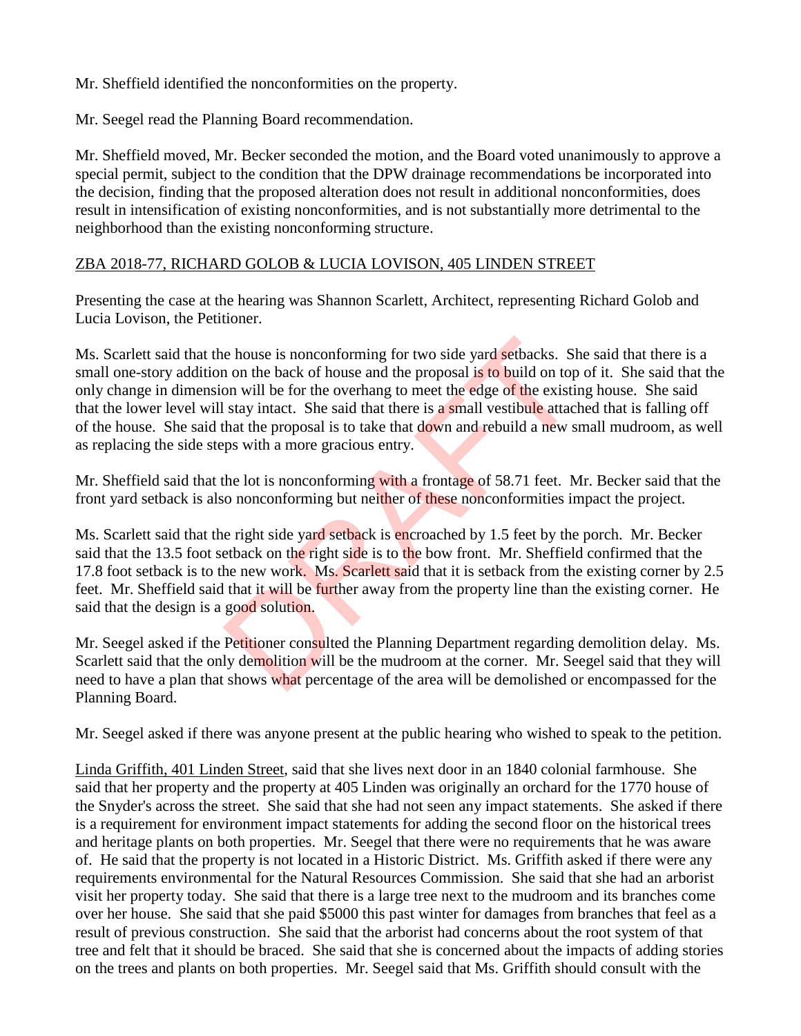Mr. Sheffield identified the nonconformities on the property.

Mr. Seegel read the Planning Board recommendation.

Mr. Sheffield moved, Mr. Becker seconded the motion, and the Board voted unanimously to approve a special permit, subject to the condition that the DPW drainage recommendations be incorporated into the decision, finding that the proposed alteration does not result in additional nonconformities, does result in intensification of existing nonconformities, and is not substantially more detrimental to the neighborhood than the existing nonconforming structure.

ZBA 2018-77, RICHARD GOLOB & LUCIA LOVISON, 405 LINDEN STREET

Presenting the case at the hearing was Shannon Scarlett, Architect, representing Richard Golob and Lucia Lovison, the Petitioner.

Ms. Scarlett said that the house is nonconforming for two side yard setbacks. She said that there is a small one-story addition on the back of house and the proposal is to build on top of it. She said that the only change in dimension will be for the overhang to meet the edge of the existing house. She said that the lower level will stay intact. She said that there is a small vestibule attached that is falling off of the house. She said that the proposal is to take that down and rebuild a new small mudroom, as well as replacing the side steps with a more gracious entry.

Mr. Sheffield said that the lot is nonconforming with a frontage of 58.71 feet. Mr. Becker said that the front yard setback is also nonconforming but neither of these nonconformities impact the project.

Ms. Scarlett said that the right side yard setback is encroached by 1.5 feet by the porch. Mr. Becker said that the 13.5 foot setback on the right side is to the bow front. Mr. Sheffield confirmed that the 17.8 foot setback is to the new work. Ms. Scarlett said that it is setback from the existing corner by 2.5 feet. Mr. Sheffield said that it will be further away from the property line than the existing corner. He said that the design is a good solution.

Mr. Seegel asked if the Petitioner consulted the Planning Department regarding demolition delay. Ms. Scarlett said that the only demolition will be the mudroom at the corner. Mr. Seegel said that they will need to have a plan that shows what percentage of the area will be demolished or encompassed for the Planning Board.

Mr. Seegel asked if there was anyone present at the public hearing who wished to speak to the petition.

Linda Griffith, 401 Linden Street, said that she lives next door in an 1840 colonial farmhouse. She said that her property and the property at 405 Linden was originally an orchard for the 1770 house of the Snyder's across the street. She said that she had not seen any impact statements. She asked if there is a requirement for environment impact statements for adding the second floor on the historical trees and heritage plants on both properties. Mr. Seegel that there were no requirements that he was aware of. He said that the property is not located in a Historic District. Ms. Griffith asked if there were any requirements environmental for the Natural Resources Commission. She said that she had an arborist visit her property today. She said that there is a large tree next to the mudroom and its branches come over her house. She said that she paid $5000 this past winter for damages from branches that feel as a result of previous construction. She said that the arborist had concerns about the root system of that tree and felt that it should be braced. She said that she is concerned about the impacts of adding stories on the trees and plants on both properties. Mr. Seegel said that Ms. Griffith should consult with the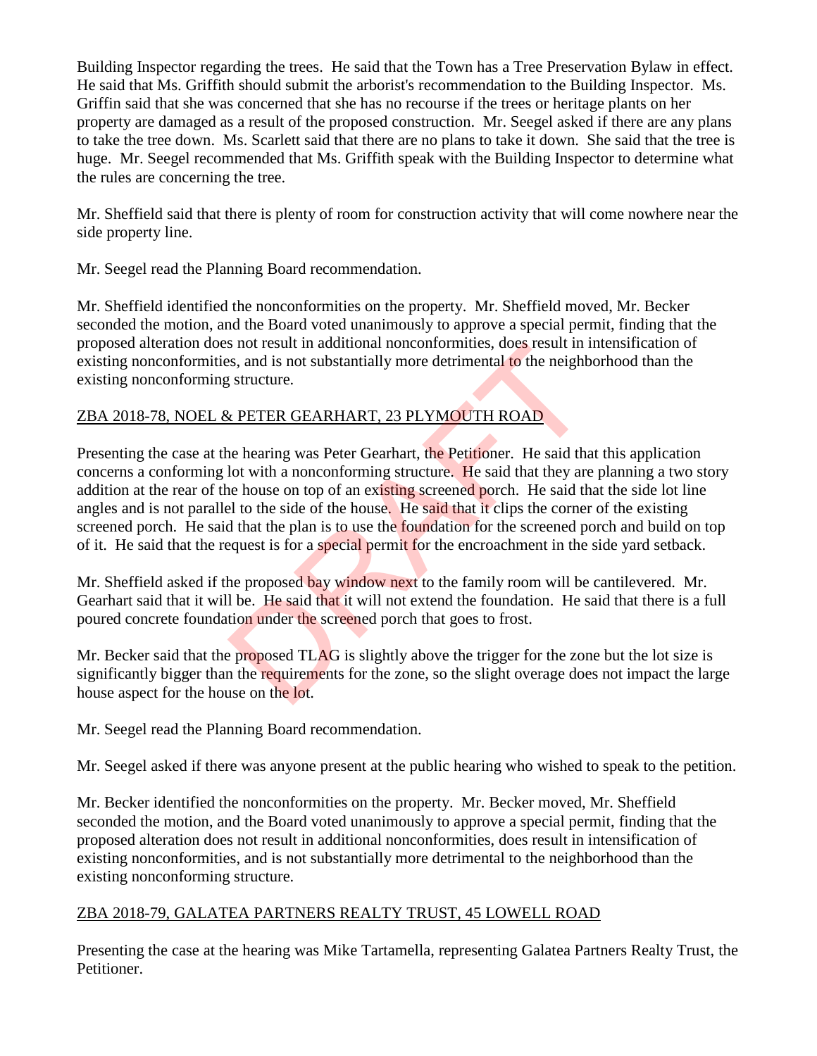Building Inspector regarding the trees. He said that the Town has a Tree Preservation Bylaw in effect. He said that Ms. Griffith should submit the arborist's recommendation to the Building Inspector. Ms. Griffin said that she was concerned that she has no recourse if the trees or heritage plants on her property are damaged as a result of the proposed construction. Mr. Seegel asked if there are any plans to take the tree down. Ms. Scarlett said that there are no plans to take it down. She said that the tree is huge. Mr. Seegel recommended that Ms. Griffith speak with the Building Inspector to determine what the rules are concerning the tree.

Mr. Sheffield said that there is plenty of room for construction activity that will come nowhere near the side property line.

Mr. Seegel read the Planning Board recommendation.

Mr. Sheffield identified the nonconformities on the property. Mr. Sheffield moved, Mr. Becker seconded the motion, and the Board voted unanimously to approve a special permit, finding that the proposed alteration does not result in additional nonconformities, does result in intensification of existing nonconformities, and is not substantially more detrimental to the neighborhood than the existing nonconforming structure.

ZBA 2018-78, NOEL & PETER GEARHART, 23 PLYMOUTH ROAD

Presenting the case at the hearing was Peter Gearhart, the Petitioner. He said that this application concerns a conforming lot with a nonconforming structure. He said that they are planning a two story addition at the rear of the house on top of an existing screened porch. He said that the side lot line angles and is not parallel to the side of the house. He said that it clips the corner of the existing screened porch. He said that the plan is to use the foundation for the screened porch and build on top of it. He said that the request is for a special permit for the encroachment in the side yard setback.

Mr. Sheffield asked if the proposed bay window next to the family room will be cantilevered. Mr. Gearhart said that it will be. He said that it will not extend the foundation. He said that there is a full poured concrete foundation under the screened porch that goes to frost.

Mr. Becker said that the proposed TLAG is slightly above the trigger for the zone but the lot size is significantly bigger than the requirements for the zone, so the slight overage does not impact the large house aspect for the house on the lot.

Mr. Seegel read the Planning Board recommendation.

Mr. Seegel asked if there was anyone present at the public hearing who wished to speak to the petition.

Mr. Becker identified the nonconformities on the property. Mr. Becker moved, Mr. Sheffield seconded the motion, and the Board voted unanimously to approve a special permit, finding that the proposed alteration does not result in additional nonconformities, does result in intensification of existing nonconformities, and is not substantially more detrimental to the neighborhood than the existing nonconforming structure.

ZBA 2018-79, GALATEA PARTNERS REALTY TRUST, 45 LOWELL ROAD

Presenting the case at the hearing was Mike Tartamella, representing Galatea Partners Realty Trust, the Petitioner.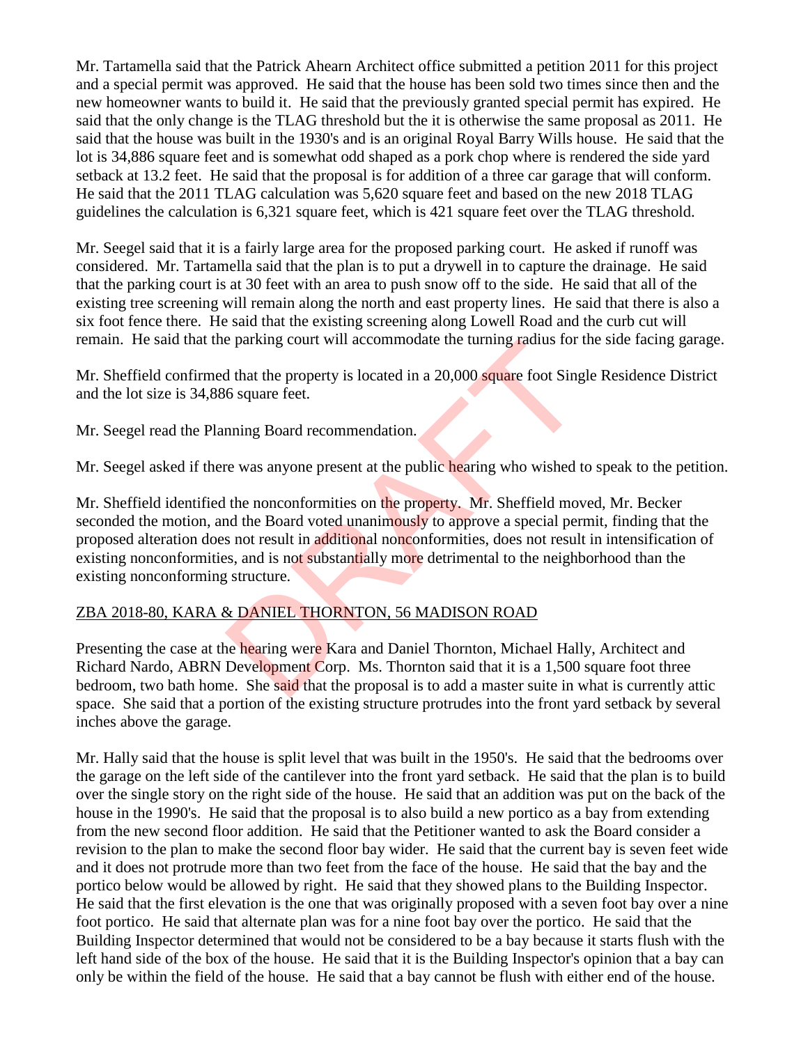Mr. Tartamella said that the Patrick Ahearn Architect office submitted a petition 2011 for this project and a special permit was approved. He said that the house has been sold two times since then and the new homeowner wants to build it. He said that the previously granted special permit has expired. He said that the only change is the TLAG threshold but the it is otherwise the same proposal as 2011. He said that the house was built in the 1930's and is an original Royal Barry Wills house. He said that the lot is 34,886 square feet and is somewhat odd shaped as a pork chop where is rendered the side yard setback at 13.2 feet. He said that the proposal is for addition of a three car garage that will conform. He said that the 2011 TLAG calculation was 5,620 square feet and based on the new 2018 TLAG guidelines the calculation is 6,321 square feet, which is 421 square feet over the TLAG threshold.

Mr. Seegel said that it is a fairly large area for the proposed parking court. He asked if runoff was considered. Mr. Tartamella said that the plan is to put a drywell in to capture the drainage. He said that the parking court is at 30 feet with an area to push snow off to the side. He said that all of the existing tree screening will remain along the north and east property lines. He said that there is also a six foot fence there. He said that the existing screening along Lowell Road and the curb cut will remain. He said that the parking court will accommodate the turning radius for the side facing garage.

Mr. Sheffield confirmed that the property is located in a 20,000 square foot Single Residence District and the lot size is 34,886 square feet.

Mr. Seegel read the Planning Board recommendation.

Mr. Seegel asked if there was anyone present at the public hearing who wished to speak to the petition.

Mr. Sheffield identified the nonconformities on the property. Mr. Sheffield moved, Mr. Becker seconded the motion, and the Board voted unanimously to approve a special permit, finding that the proposed alteration does not result in additional nonconformities, does not result in intensification of existing nonconformities, and is not substantially more detrimental to the neighborhood than the existing nonconforming structure.

ZBA 2018-80, KARA & DANIEL THORNTON, 56 MADISON ROAD

Presenting the case at the hearing were Kara and Daniel Thornton, Michael Hally, Architect and Richard Nardo, ABRN Development Corp. Ms. Thornton said that it is a 1,500 square foot three bedroom, two bath home. She said that the proposal is to add a master suite in what is currently attic space. She said that a portion of the existing structure protrudes into the front yard setback by several inches above the garage.

Mr. Hally said that the house is split level that was built in the 1950's. He said that the bedrooms over the garage on the left side of the cantilever into the front yard setback. He said that the plan is to build over the single story on the right side of the house. He said that an addition was put on the back of the house in the 1990's. He said that the proposal is to also build a new portico as a bay from extending from the new second floor addition. He said that the Petitioner wanted to ask the Board consider a revision to the plan to make the second floor bay wider. He said that the current bay is seven feet wide and it does not protrude more than two feet from the face of the house. He said that the bay and the portico below would be allowed by right. He said that they showed plans to the Building Inspector. He said that the first elevation is the one that was originally proposed with a seven foot bay over a nine foot portico. He said that alternate plan was for a nine foot bay over the portico. He said that the Building Inspector determined that would not be considered to be a bay because it starts flush with the left hand side of the box of the house. He said that it is the Building Inspector's opinion that a bay can only be within the field of the house. He said that a bay cannot be flush with either end of the house.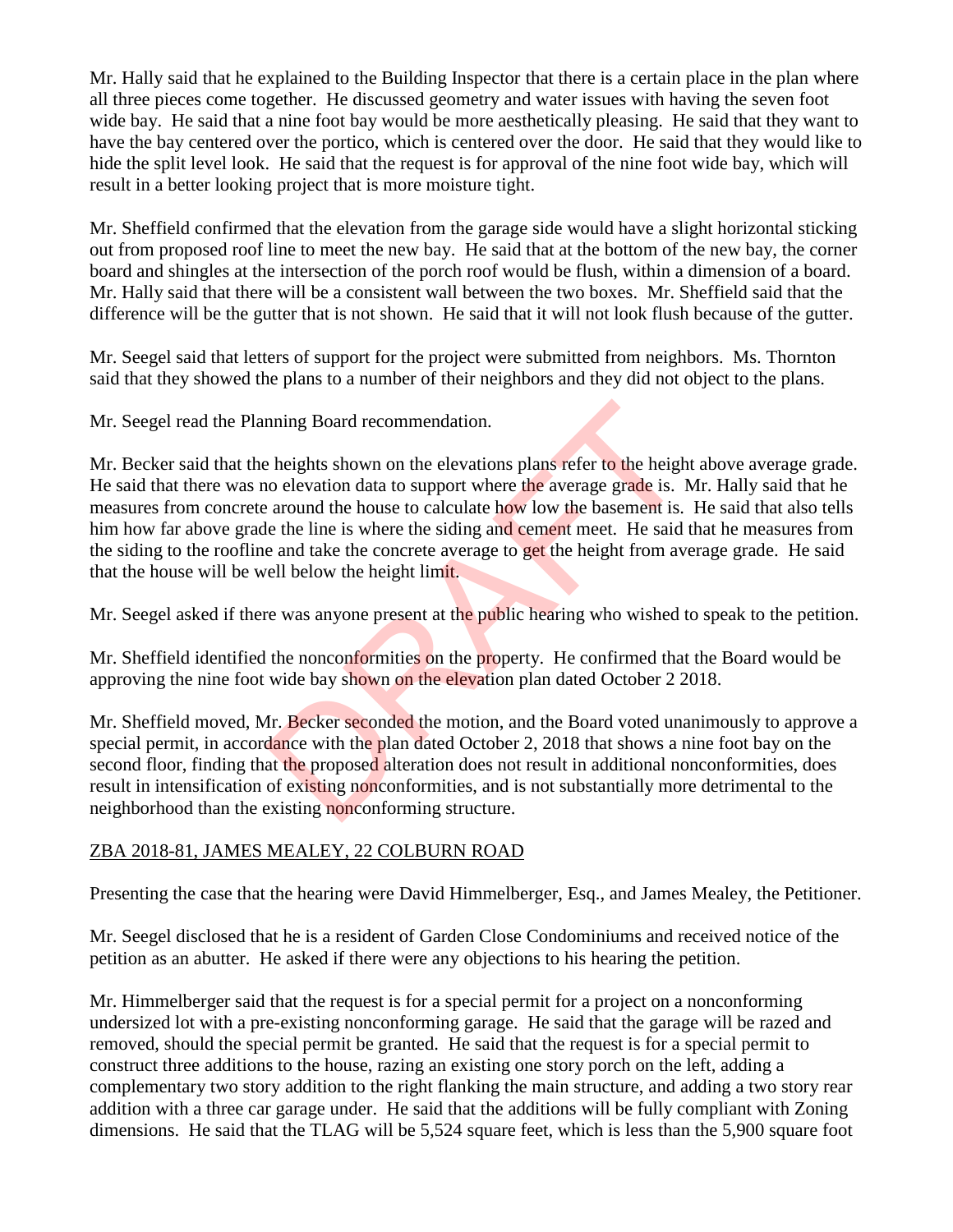Mr. Hally said that he explained to the Building Inspector that there is a certain place in the plan where all three pieces come together. He discussed geometry and water issues with having the seven foot wide bay. He said that a nine foot bay would be more aesthetically pleasing. He said that they want to have the bay centered over the portico, which is centered over the door. He said that they would like to hide the split level look. He said that the request is for approval of the nine foot wide bay, which will result in a better looking project that is more moisture tight.

Mr. Sheffield confirmed that the elevation from the garage side would have a slight horizontal sticking out from proposed roof line to meet the new bay. He said that at the bottom of the new bay, the corner board and shingles at the intersection of the porch roof would be flush, within a dimension of a board. Mr. Hally said that there will be a consistent wall between the two boxes. Mr. Sheffield said that the difference will be the gutter that is not shown. He said that it will not look flush because of the gutter.

Mr. Seegel said that letters of support for the project were submitted from neighbors. Ms. Thornton said that they showed the plans to a number of their neighbors and they did not object to the plans.

Mr. Seegel read the Planning Board recommendation.

Mr. Becker said that the heights shown on the elevations plans refer to the height above average grade. He said that there was no elevation data to support where the average grade is. Mr. Hally said that he measures from concrete around the house to calculate how low the basement is. He said that also tells him how far above grade the line is where the siding and cement meet. He said that he measures from the siding to the roofline and take the concrete average to get the height from average grade. He said that the house will be well below the height limit.

Mr. Seegel asked if there was anyone present at the public hearing who wished to speak to the petition.

Mr. Sheffield identified the nonconformities on the property. He confirmed that the Board would be approving the nine foot wide bay shown on the elevation plan dated October 2 2018.

Mr. Sheffield moved, Mr. Becker seconded the motion, and the Board voted unanimously to approve a special permit, in accordance with the plan dated October 2, 2018 that shows a nine foot bay on the second floor, finding that the proposed alteration does not result in additional nonconformities, does result in intensification of existing nonconformities, and is not substantially more detrimental to the neighborhood than the existing nonconforming structure.

ZBA 2018-81, JAMES MEALEY, 22 COLBURN ROAD

Presenting the case that the hearing were David Himmelberger, Esq., and James Mealey, the Petitioner.

Mr. Seegel disclosed that he is a resident of Garden Close Condominiums and received notice of the petition as an abutter. He asked if there were any objections to his hearing the petition.

Mr. Himmelberger said that the request is for a special permit for a project on a nonconforming undersized lot with a pre-existing nonconforming garage. He said that the garage will be razed and removed, should the special permit be granted. He said that the request is for a special permit to construct three additions to the house, razing an existing one story porch on the left, adding a complementary two story addition to the right flanking the main structure, and adding a two story rear addition with a three car garage under. He said that the additions will be fully compliant with Zoning dimensions. He said that the TLAG will be 5,524 square feet, which is less than the 5,900 square foot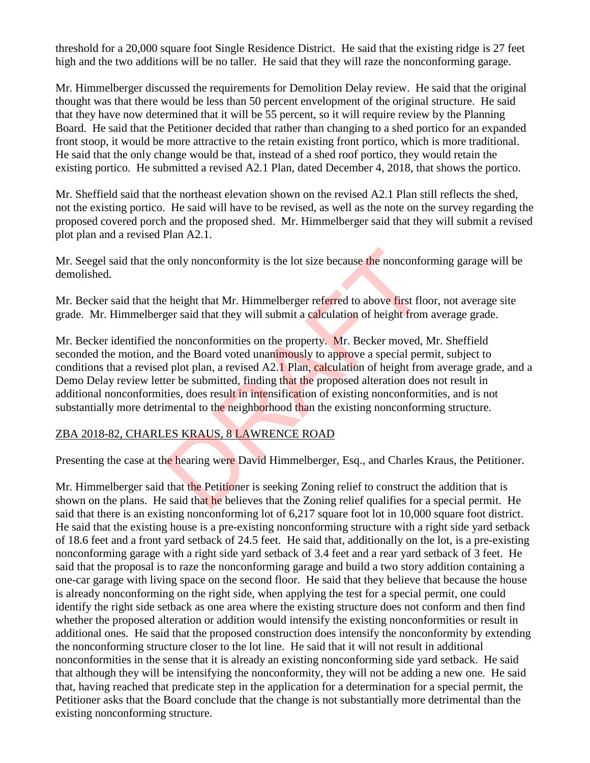threshold for a 20,000 square foot Single Residence District. He said that the existing ridge is 27 feet high and the two additions will be no taller. He said that they will raze the nonconforming garage.

Mr. Himmelberger discussed the requirements for Demolition Delay review. He said that the original thought was that there would be less than 50 percent envelopment of the original structure. He said that they have now determined that it will be 55 percent, so it will require review by the Planning Board. He said that the Petitioner decided that rather than changing to a shed portico for an expanded front stoop, it would be more attractive to the retain existing front portico, which is more traditional. He said that the only change would be that, instead of a shed roof portico, they would retain the existing portico. He submitted a revised A2.1 Plan, dated December 4, 2018, that shows the portico.

Mr. Sheffield said that the northeast elevation shown on the revised A2.1 Plan still reflects the shed, not the existing portico. He said will have to be revised, as well as the note on the survey regarding the proposed covered porch and the proposed shed. Mr. Himmelberger said that they will submit a revised plot plan and a revised Plan A2.1.

Mr. Seegel said that the only nonconformity is the lot size because the nonconforming garage will be demolished.

Mr. Becker said that the height that Mr. Himmelberger referred to above first floor, not average site grade. Mr. Himmelberger said that they will submit a calculation of height from average grade.

Mr. Becker identified the nonconformities on the property. Mr. Becker moved, Mr. Sheffield seconded the motion, and the Board voted unanimously to approve a special permit, subject to conditions that a revised plot plan, a revised A2.1 Plan, calculation of height from average grade, and a Demo Delay review letter be submitted, finding that the proposed alteration does not result in additional nonconformities, does result in intensification of existing nonconformities, and is not substantially more detrimental to the neighborhood than the existing nonconforming structure.

ZBA 2018-82, CHARLES KRAUS, 8 LAWRENCE ROAD

Presenting the case at the hearing were David Himmelberger, Esq., and Charles Kraus, the Petitioner.

Mr. Himmelberger said that the Petitioner is seeking Zoning relief to construct the addition that is shown on the plans. He said that he believes that the Zoning relief qualifies for a special permit. He said that there is an existing nonconforming lot of 6,217 square foot lot in 10,000 square foot district. He said that the existing house is a pre-existing nonconforming structure with a right side yard setback of 18.6 feet and a front yard setback of 24.5 feet. He said that, additionally on the lot, is a pre-existing nonconforming garage with a right side yard setback of 3.4 feet and a rear yard setback of 3 feet. He said that the proposal is to raze the nonconforming garage and build a two story addition containing a one-car garage with living space on the second floor. He said that they believe that because the house is already nonconforming on the right side, when applying the test for a special permit, one could identify the right side setback as one area where the existing structure does not conform and then find whether the proposed alteration or addition would intensify the existing nonconformities or result in additional ones. He said that the proposed construction does intensify the nonconformity by extending the nonconforming structure closer to the lot line. He said that it will not result in additional nonconformities in the sense that it is already an existing nonconforming side yard setback. He said that although they will be intensifying the nonconformity, they will not be adding a new one. He said that, having reached that predicate step in the application for a determination for a special permit, the Petitioner asks that the Board conclude that the change is not substantially more detrimental than the existing nonconforming structure.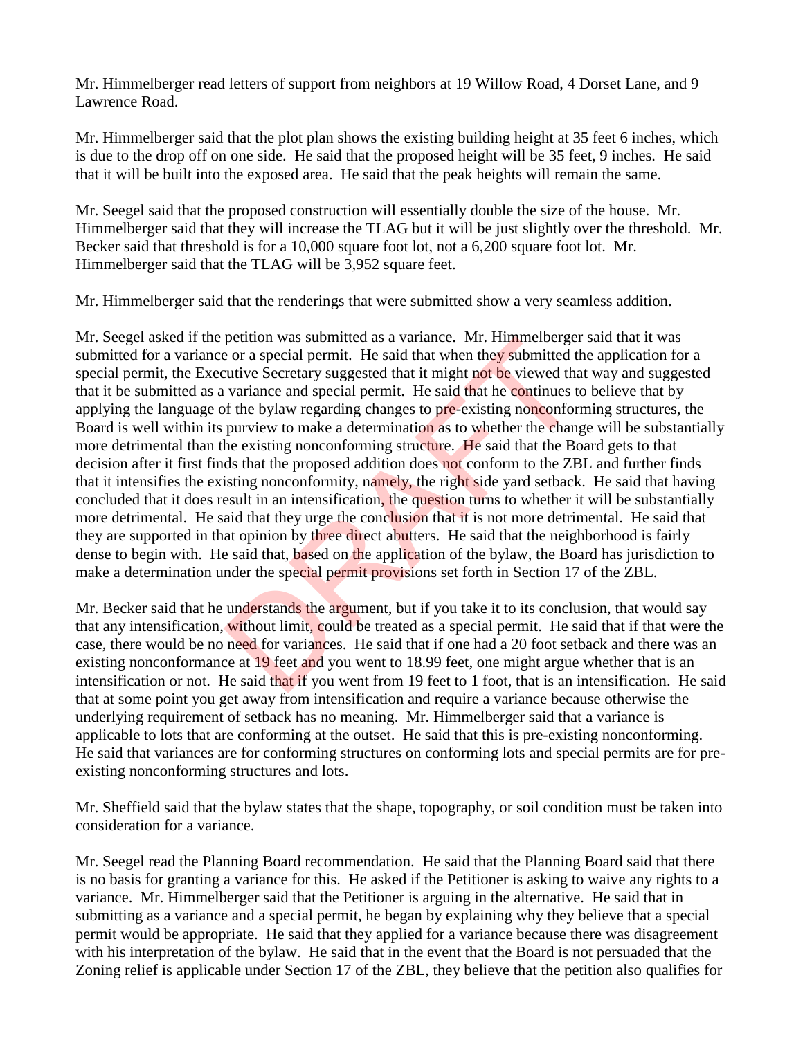Mr. Himmelberger read letters of support from neighbors at 19 Willow Road, 4 Dorset Lane, and 9 Lawrence Road.

Mr. Himmelberger said that the plot plan shows the existing building height at 35 feet 6 inches, which is due to the drop off on one side. He said that the proposed height will be 35 feet, 9 inches. He said that it will be built into the exposed area. He said that the peak heights will remain the same.

Mr. Seegel said that the proposed construction will essentially double the size of the house. Mr. Himmelberger said that they will increase the TLAG but it will be just slightly over the threshold. Mr. Becker said that threshold is for a 10,000 square foot lot, not a 6,200 square foot lot. Mr. Himmelberger said that the TLAG will be 3,952 square feet.

Mr. Himmelberger said that the renderings that were submitted show a very seamless addition.

Mr. Seegel asked if the petition was submitted as a variance. Mr. Himmelberger said that it was submitted for a variance or a special permit. He said that when they submitted the application for a special permit, the Executive Secretary suggested that it might not be viewed that way and suggested that it be submitted as a variance and special permit. He said that he continues to believe that by applying the language of the bylaw regarding changes to pre-existing nonconforming structures, the Board is well within its purview to make a determination as to whether the change will be substantially more detrimental than the existing nonconforming structure. He said that the Board gets to that decision after it first finds that the proposed addition does not conform to the ZBL and further finds that it intensifies the existing nonconformity, namely, the right side yard setback. He said that having concluded that it does result in an intensification, the question turns to whether it will be substantially more detrimental. He said that they urge the conclusion that it is not more detrimental. He said that they are supported in that opinion by three direct abutters. He said that the neighborhood is fairly dense to begin with. He said that, based on the application of the bylaw, the Board has jurisdiction to make a determination under the special permit provisions set forth in Section 17 of the ZBL.

Mr. Becker said that he understands the argument, but if you take it to its conclusion, that would say that any intensification, without limit, could be treated as a special permit. He said that if that were the case, there would be no need for variances. He said that if one had a 20 foot setback and there was an existing nonconformance at 19 feet and you went to 18.99 feet, one might argue whether that is an intensification or not. He said that if you went from 19 feet to 1 foot, that is an intensification. He said that at some point you get away from intensification and require a variance because otherwise the underlying requirement of setback has no meaning. Mr. Himmelberger said that a variance is applicable to lots that are conforming at the outset. He said that this is pre-existing nonconforming. He said that variances are for conforming structures on conforming lots and special permits are for pre-existing nonconforming structures and lots.

Mr. Sheffield said that the bylaw states that the shape, topography, or soil condition must be taken into consideration for a variance.

Mr. Seegel read the Planning Board recommendation. He said that the Planning Board said that there is no basis for granting a variance for this. He asked if the Petitioner is asking to waive any rights to a variance. Mr. Himmelberger said that the Petitioner is arguing in the alternative. He said that in submitting as a variance and a special permit, he began by explaining why they believe that a special permit would be appropriate. He said that they applied for a variance because there was disagreement with his interpretation of the bylaw. He said that in the event that the Board is not persuaded that the Zoning relief is applicable under Section 17 of the ZBL, they believe that the petition also qualifies for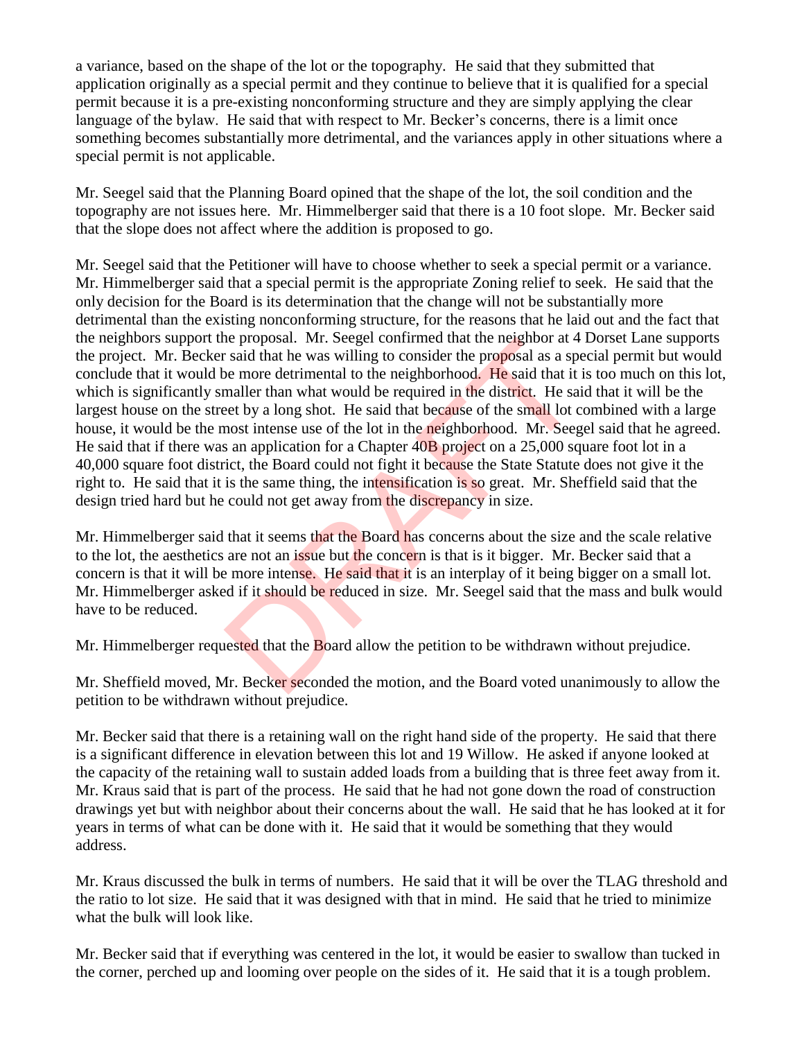a variance, based on the shape of the lot or the topography. He said that they submitted that application originally as a special permit and they continue to believe that it is qualified for a special permit because it is a pre-existing nonconforming structure and they are simply applying the clear language of the bylaw. He said that with respect to Mr. Becker's concerns, there is a limit once something becomes substantially more detrimental, and the variances apply in other situations where a special permit is not applicable.

Mr. Seegel said that the Planning Board opined that the shape of the lot, the soil condition and the topography are not issues here. Mr. Himmelberger said that there is a 10 foot slope. Mr. Becker said that the slope does not affect where the addition is proposed to go.

Mr. Seegel said that the Petitioner will have to choose whether to seek a special permit or a variance. Mr. Himmelberger said that a special permit is the appropriate Zoning relief to seek. He said that the only decision for the Board is its determination that the change will not be substantially more detrimental than the existing nonconforming structure, for the reasons that he laid out and the fact that the neighbors support the proposal. Mr. Seegel confirmed that the neighbor at 4 Dorset Lane supports the project. Mr. Becker said that he was willing to consider the proposal as a special permit but would conclude that it would be more detrimental to the neighborhood. He said that it is too much on this lot, which is significantly smaller than what would be required in the district. He said that it will be the largest house on the street by a long shot. He said that because of the small lot combined with a large house, it would be the most intense use of the lot in the neighborhood. Mr. Seegel said that he agreed. He said that if there was an application for a Chapter 40B project on a 25,000 square foot lot in a 40,000 square foot district, the Board could not fight it because the State Statute does not give it the right to. He said that it is the same thing, the intensification is so great. Mr. Sheffield said that the design tried hard but he could not get away from the discrepancy in size.

Mr. Himmelberger said that it seems that the Board has concerns about the size and the scale relative to the lot, the aesthetics are not an issue but the concern is that is it bigger. Mr. Becker said that a concern is that it will be more intense. He said that it is an interplay of it being bigger on a small lot. Mr. Himmelberger asked if it should be reduced in size. Mr. Seegel said that the mass and bulk would have to be reduced.

Mr. Himmelberger requested that the Board allow the petition to be withdrawn without prejudice.

Mr. Sheffield moved, Mr. Becker seconded the motion, and the Board voted unanimously to allow the petition to be withdrawn without prejudice.

Mr. Becker said that there is a retaining wall on the right hand side of the property. He said that there is a significant difference in elevation between this lot and 19 Willow. He asked if anyone looked at the capacity of the retaining wall to sustain added loads from a building that is three feet away from it. Mr. Kraus said that is part of the process. He said that he had not gone down the road of construction drawings yet but with neighbor about their concerns about the wall. He said that he has looked at it for years in terms of what can be done with it. He said that it would be something that they would address.

Mr. Kraus discussed the bulk in terms of numbers. He said that it will be over the TLAG threshold and the ratio to lot size. He said that it was designed with that in mind. He said that he tried to minimize what the bulk will look like.

Mr. Becker said that if everything was centered in the lot, it would be easier to swallow than tucked in the corner, perched up and looming over people on the sides of it. He said that it is a tough problem.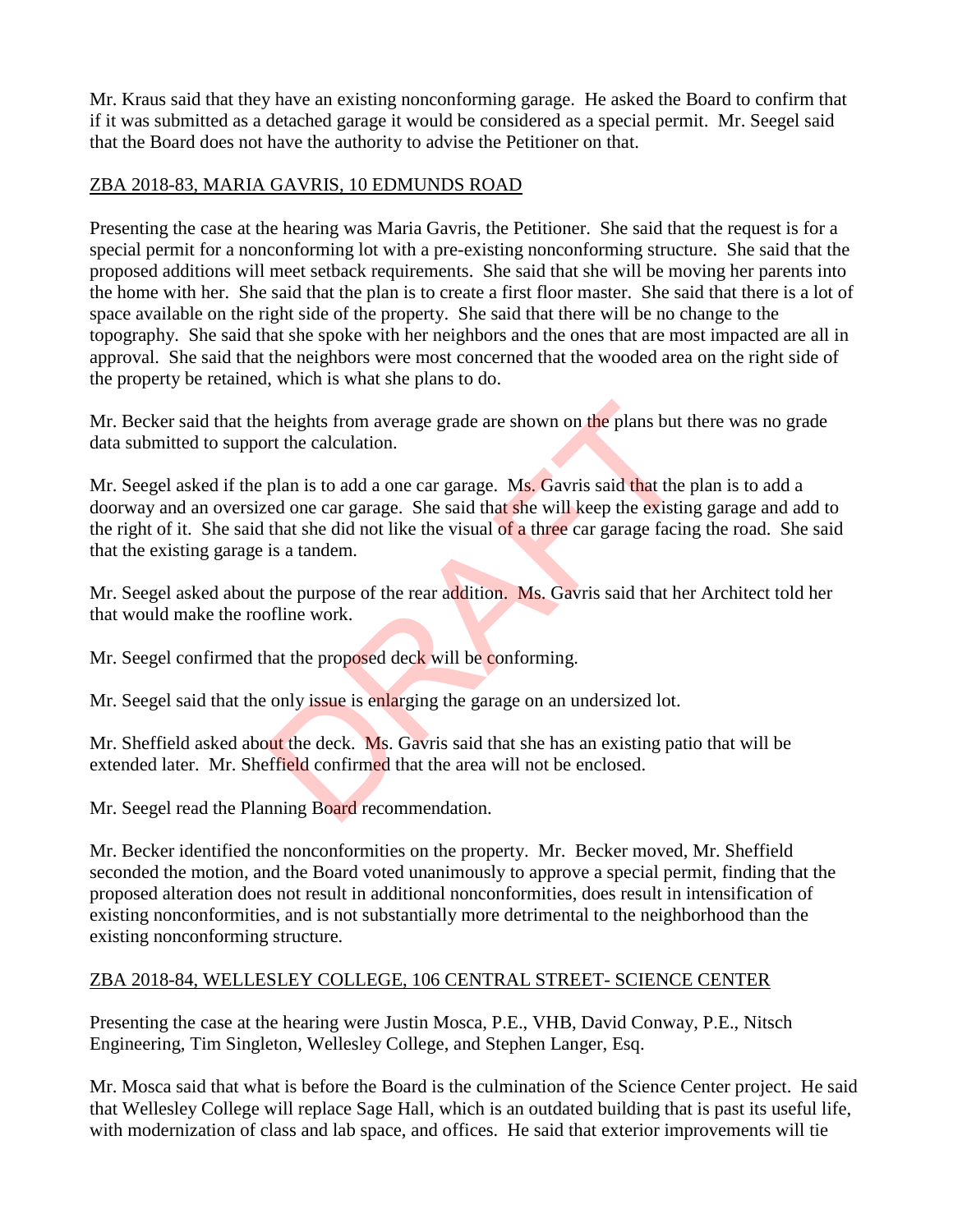Mr. Kraus said that they have an existing nonconforming garage. He asked the Board to confirm that if it was submitted as a detached garage it would be considered as a special permit. Mr. Seegel said that the Board does not have the authority to advise the Petitioner on that.

ZBA 2018-83, MARIA GAVRIS, 10 EDMUNDS ROAD

Presenting the case at the hearing was Maria Gavris, the Petitioner. She said that the request is for a special permit for a nonconforming lot with a pre-existing nonconforming structure. She said that the proposed additions will meet setback requirements. She said that she will be moving her parents into the home with her. She said that the plan is to create a first floor master. She said that there is a lot of space available on the right side of the property. She said that there will be no change to the topography. She said that she spoke with her neighbors and the ones that are most impacted are all in approval. She said that the neighbors were most concerned that the wooded area on the right side of the property be retained, which is what she plans to do.

Mr. Becker said that the heights from average grade are shown on the plans but there was no grade data submitted to support the calculation.

Mr. Seegel asked if the plan is to add a one car garage. Ms. Gavris said that the plan is to add a doorway and an oversized one car garage. She said that she will keep the existing garage and add to the right of it. She said that she did not like the visual of a three car garage facing the road. She said that the existing garage is a tandem.

Mr. Seegel asked about the purpose of the rear addition. Ms. Gavris said that her Architect told her that would make the roofline work.

Mr. Seegel confirmed that the proposed deck will be conforming.

Mr. Seegel said that the only issue is enlarging the garage on an undersized lot.

Mr. Sheffield asked about the deck. Ms. Gavris said that she has an existing patio that will be extended later. Mr. Sheffield confirmed that the area will not be enclosed.

Mr. Seegel read the Planning Board recommendation.

Mr. Becker identified the nonconformities on the property. Mr. Becker moved, Mr. Sheffield seconded the motion, and the Board voted unanimously to approve a special permit, finding that the proposed alteration does not result in additional nonconformities, does result in intensification of existing nonconformities, and is not substantially more detrimental to the neighborhood than the existing nonconforming structure.

ZBA 2018-84, WELLESLEY COLLEGE, 106 CENTRAL STREET- SCIENCE CENTER

Presenting the case at the hearing were Justin Mosca, P.E., VHB, David Conway, P.E., Nitsch Engineering, Tim Singleton, Wellesley College, and Stephen Langer, Esq.

Mr. Mosca said that what is before the Board is the culmination of the Science Center project. He said that Wellesley College will replace Sage Hall, which is an outdated building that is past its useful life, with modernization of class and lab space, and offices. He said that exterior improvements will tie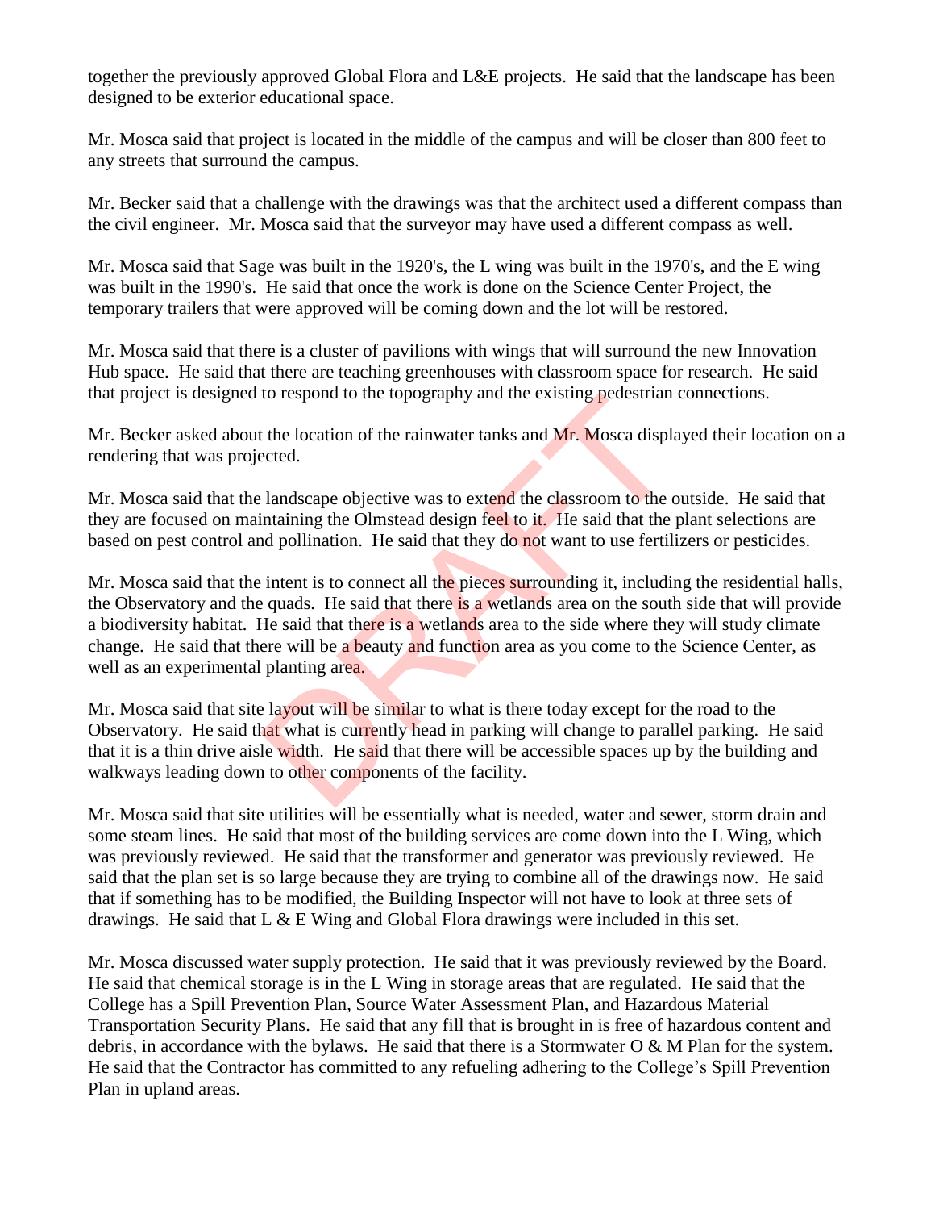together the previously approved Global Flora and L&E projects. He said that the landscape has been designed to be exterior educational space.

Mr. Mosca said that project is located in the middle of the campus and will be closer than 800 feet to any streets that surround the campus.

Mr. Becker said that a challenge with the drawings was that the architect used a different compass than the civil engineer. Mr. Mosca said that the surveyor may have used a different compass as well.

Mr. Mosca said that Sage was built in the 1920's, the L wing was built in the 1970's, and the E wing was built in the 1990's. He said that once the work is done on the Science Center Project, the temporary trailers that were approved will be coming down and the lot will be restored.

Mr. Mosca said that there is a cluster of pavilions with wings that will surround the new Innovation Hub space. He said that there are teaching greenhouses with classroom space for research. He said that project is designed to respond to the topography and the existing pedestrian connections.

Mr. Becker asked about the location of the rainwater tanks and Mr. Mosca displayed their location on a rendering that was projected.

Mr. Mosca said that the landscape objective was to extend the classroom to the outside. He said that they are focused on maintaining the Olmstead design feel to it. He said that the plant selections are based on pest control and pollination. He said that they do not want to use fertilizers or pesticides.

Mr. Mosca said that the intent is to connect all the pieces surrounding it, including the residential halls, the Observatory and the quads. He said that there is a wetlands area on the south side that will provide a biodiversity habitat. He said that there is a wetlands area to the side where they will study climate change. He said that there will be a beauty and function area as you come to the Science Center, as well as an experimental planting area.

Mr. Mosca said that site layout will be similar to what is there today except for the road to the Observatory. He said that what is currently head in parking will change to parallel parking. He said that it is a thin drive aisle width. He said that there will be accessible spaces up by the building and walkways leading down to other components of the facility.

Mr. Mosca said that site utilities will be essentially what is needed, water and sewer, storm drain and some steam lines. He said that most of the building services are come down into the L Wing, which was previously reviewed. He said that the transformer and generator was previously reviewed. He said that the plan set is so large because they are trying to combine all of the drawings now. He said that if something has to be modified, the Building Inspector will not have to look at three sets of drawings. He said that L & E Wing and Global Flora drawings were included in this set.

Mr. Mosca discussed water supply protection. He said that it was previously reviewed by the Board. He said that chemical storage is in the L Wing in storage areas that are regulated. He said that the College has a Spill Prevention Plan, Source Water Assessment Plan, and Hazardous Material Transportation Security Plans. He said that any fill that is brought in is free of hazardous content and debris, in accordance with the bylaws. He said that there is a Stormwater O & M Plan for the system. He said that the Contractor has committed to any refueling adhering to the College's Spill Prevention Plan in upland areas.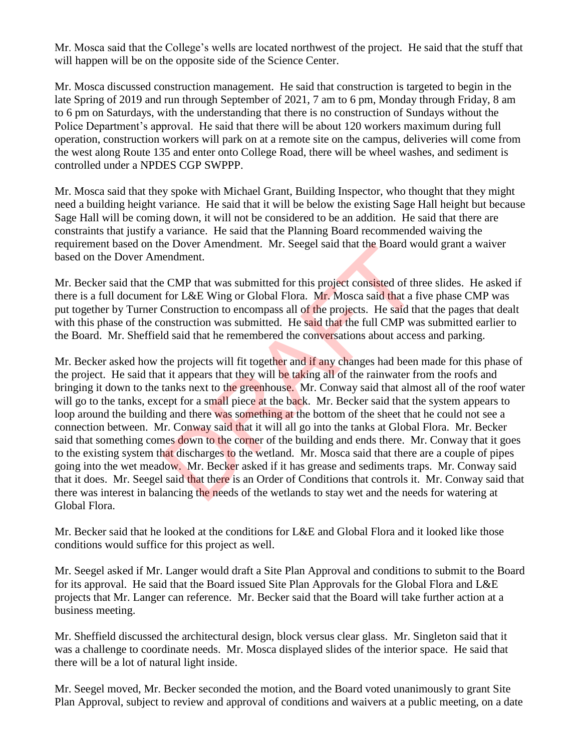Mr. Mosca said that the College's wells are located northwest of the project. He said that the stuff that will happen will be on the opposite side of the Science Center.

Mr. Mosca discussed construction management. He said that construction is targeted to begin in the late Spring of 2019 and run through September of 2021, 7 am to 6 pm, Monday through Friday, 8 am to 6 pm on Saturdays, with the understanding that there is no construction of Sundays without the Police Department's approval. He said that there will be about 120 workers maximum during full operation, construction workers will park on at a remote site on the campus, deliveries will come from the west along Route 135 and enter onto College Road, there will be wheel washes, and sediment is controlled under a NPDES CGP SWPPP.

Mr. Mosca said that they spoke with Michael Grant, Building Inspector, who thought that they might need a building height variance. He said that it will be below the existing Sage Hall height but because Sage Hall will be coming down, it will not be considered to be an addition. He said that there are constraints that justify a variance. He said that the Planning Board recommended waiving the requirement based on the Dover Amendment. Mr. Seegel said that the Board would grant a waiver based on the Dover Amendment.

Mr. Becker said that the CMP that was submitted for this project consisted of three slides. He asked if there is a full document for L&E Wing or Global Flora. Mr. Mosca said that a five phase CMP was put together by Turner Construction to encompass all of the projects. He said that the pages that dealt with this phase of the construction was submitted. He said that the full CMP was submitted earlier to the Board. Mr. Sheffield said that he remembered the conversations about access and parking.

Mr. Becker asked how the projects will fit together and if any changes had been made for this phase of the project. He said that it appears that they will be taking all of the rainwater from the roofs and bringing it down to the tanks next to the greenhouse. Mr. Conway said that almost all of the roof water will go to the tanks, except for a small piece at the back. Mr. Becker said that the system appears to loop around the building and there was something at the bottom of the sheet that he could not see a connection between. Mr. Conway said that it will all go into the tanks at Global Flora. Mr. Becker said that something comes down to the corner of the building and ends there. Mr. Conway that it goes to the existing system that discharges to the wetland. Mr. Mosca said that there are a couple of pipes going into the wet meadow. Mr. Becker asked if it has grease and sediments traps. Mr. Conway said that it does. Mr. Seegel said that there is an Order of Conditions that controls it. Mr. Conway said that there was interest in balancing the needs of the wetlands to stay wet and the needs for watering at Global Flora.

Mr. Becker said that he looked at the conditions for L&E and Global Flora and it looked like those conditions would suffice for this project as well.

Mr. Seegel asked if Mr. Langer would draft a Site Plan Approval and conditions to submit to the Board for its approval. He said that the Board issued Site Plan Approvals for the Global Flora and L&E projects that Mr. Langer can reference. Mr. Becker said that the Board will take further action at a business meeting.

Mr. Sheffield discussed the architectural design, block versus clear glass. Mr. Singleton said that it was a challenge to coordinate needs. Mr. Mosca displayed slides of the interior space. He said that there will be a lot of natural light inside.

Mr. Seegel moved, Mr. Becker seconded the motion, and the Board voted unanimously to grant Site Plan Approval, subject to review and approval of conditions and waivers at a public meeting, on a date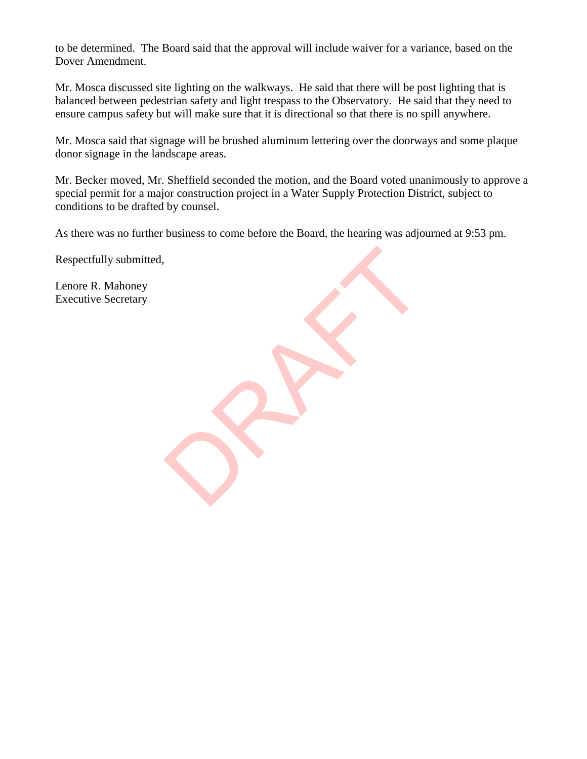to be determined. The Board said that the approval will include waiver for a variance, based on the Dover Amendment.

Mr. Mosca discussed site lighting on the walkways. He said that there will be post lighting that is balanced between pedestrian safety and light trespass to the Observatory. He said that they need to ensure campus safety but will make sure that it is directional so that there is no spill anywhere.

Mr. Mosca said that signage will be brushed aluminum lettering over the doorways and some plaque donor signage in the landscape areas.

Mr. Becker moved, Mr. Sheffield seconded the motion, and the Board voted unanimously to approve a special permit for a major construction project in a Water Supply Protection District, subject to conditions to be drafted by counsel.

As there was no further business to come before the Board, the hearing was adjourned at 9:53 pm.

Respectfully submitted,

Lenore R. Mahoney
Executive Secretary

DRAFT